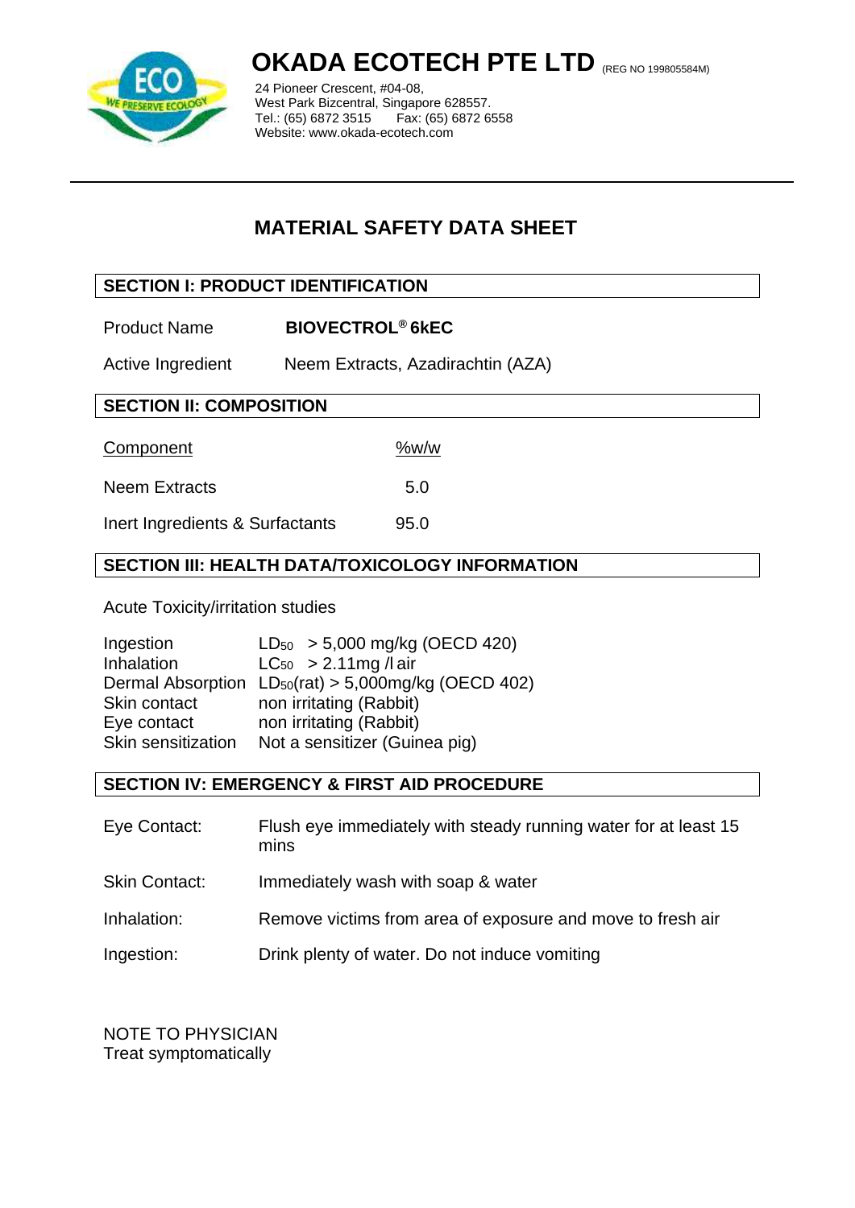# OKADA ECOTECH PTE LTD (REG NO 199805584M)

24 Pioneer Crescent, #04-08,
West Park Bizcentral, Singapore 628557.
Tel.: (65) 6872 3515 Fax: (65) 6872 6558
Website: www.okada-ecotech.com

## MATERIAL SAFETY DATA SHEET

### SECTION I: PRODUCT IDENTIFICATION

Product Name **BIOVECTROL® 6kEC**

Active Ingredient Neem Extracts, Azadirachtin (AZA)

### SECTION II: COMPOSITION

| Component | %w/w |
|---|---|
| Neem Extracts | 5.0 |
| Inert Ingredients & Surfactants | 95.0 |

### SECTION III: HEALTH DATA/TOXICOLOGY INFORMATION

Acute Toxicity/irritation studies

| | |
|---|---|
| Ingestion | $LD_{50}$ > 5,000 mg/kg (OECD 420) |
| Inhalation | $LC_{50}$ > 2.11mg /l air |
| Dermal Absorption | $LD_{50}$(rat) > 5,000mg/kg (OECD 402) |
| Skin contact | non irritating (Rabbit) |
| Eye contact | non irritating (Rabbit) |
| Skin sensitization | Not a sensitizer (Guinea pig) |

### SECTION IV: EMERGENCY & FIRST AID PROCEDURE

| | |
|---|---|
| Eye Contact: | Flush eye immediately with steady running water for at least 15 mins |
| Skin Contact: | Immediately wash with soap & water |
| Inhalation: | Remove victims from area of exposure and move to fresh air |
| Ingestion: | Drink plenty of water. Do not induce vomiting |

NOTE TO PHYSICIAN
Treat symptomatically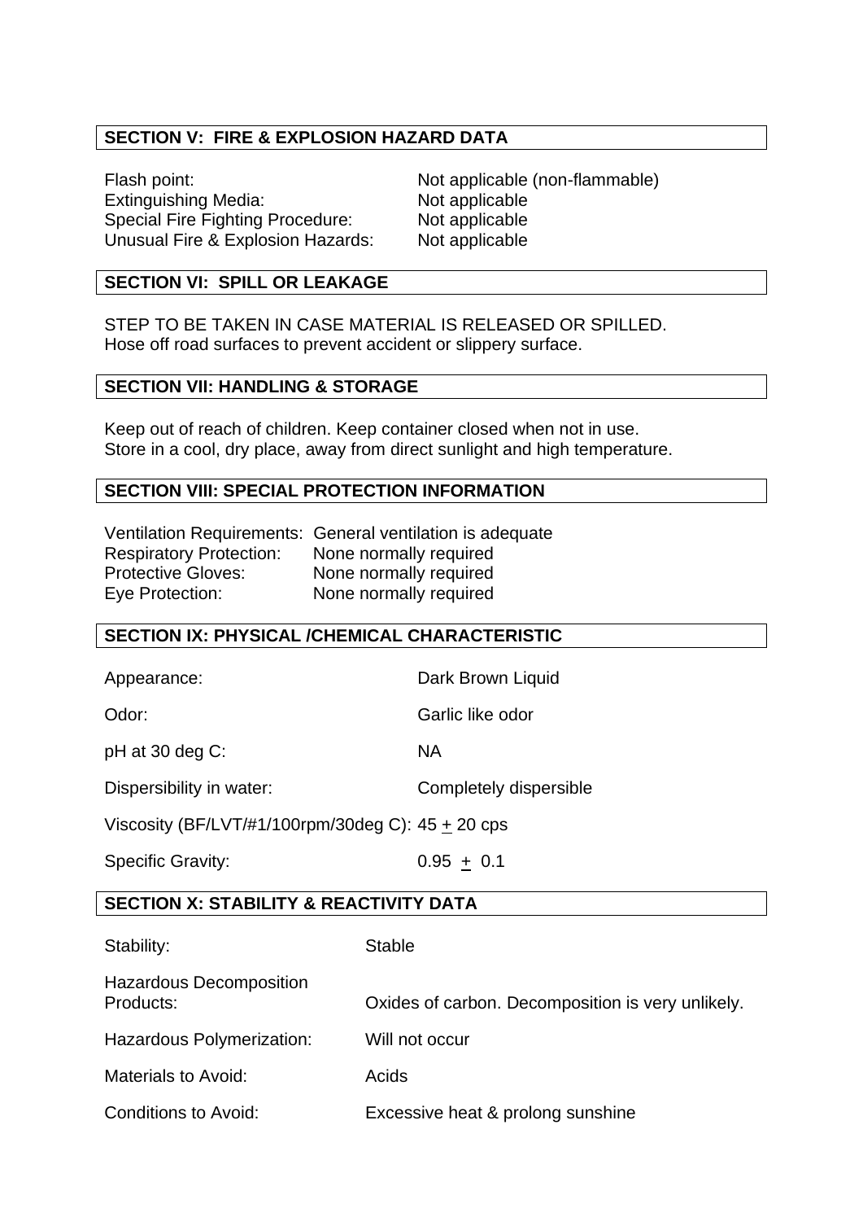## SECTION V: FIRE & EXPLOSION HAZARD DATA

| | |
|---|---|
| Flash point: | Not applicable (non-flammable) |
| Extinguishing Media: | Not applicable |
| Special Fire Fighting Procedure: | Not applicable |
| Unusual Fire & Explosion Hazards: | Not applicable |

## SECTION VI: SPILL OR LEAKAGE

STEP TO BE TAKEN IN CASE MATERIAL IS RELEASED OR SPILLED.
Hose off road surfaces to prevent accident or slippery surface.

## SECTION VII: HANDLING & STORAGE

Keep out of reach of children. Keep container closed when not in use.
Store in a cool, dry place, away from direct sunlight and high temperature.

## SECTION VIII: SPECIAL PROTECTION INFORMATION

| | |
|---|---|
| Ventilation Requirements: | General ventilation is adequate |
| Respiratory Protection: | None normally required |
| Protective Gloves: | None normally required |
| Eye Protection: | None normally required |

## SECTION IX: PHYSICAL /CHEMICAL CHARACTERISTIC

| | |
|---|---|
| Appearance: | Dark Brown Liquid |
| Odor: | Garlic like odor |
| pH at 30 deg C: | NA |
| Dispersibility in water: | Completely dispersible |
| Viscosity (BF/LVT/#1/100rpm/30deg C): | 45 $\pm$ 20 cps |
| Specific Gravity: | 0.95 $\pm$ 0.1 |

## SECTION X: STABILITY & REACTIVITY DATA

| | |
|---|---|
| Stability: | Stable |
| Hazardous Decomposition Products: | Oxides of carbon. Decomposition is very unlikely. |
| Hazardous Polymerization: | Will not occur |
| Materials to Avoid: | Acids |
| Conditions to Avoid: | Excessive heat & prolong sunshine |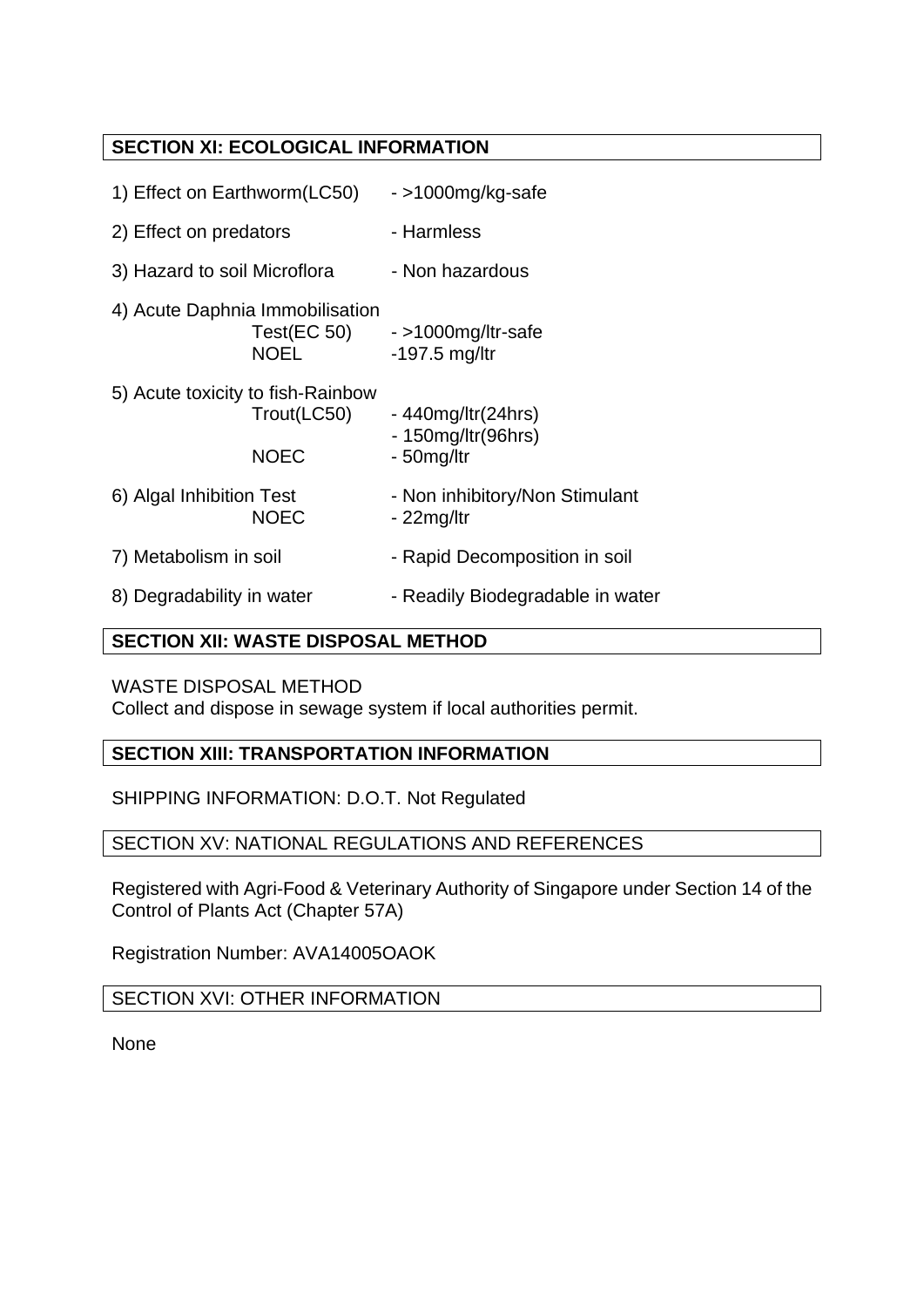## SECTION XI: ECOLOGICAL INFORMATION

| | |
|---|---|
| 1) Effect on Earthworm(LC50) | - >1000mg/kg-safe |
| 2) Effect on predators | - Harmless |
| 3) Hazard to soil Microflora | - Non hazardous |
| 4) Acute Daphnia Immobilisation Test(EC 50) | - >1000mg/ltr-safe |
| NOEL | -197.5 mg/ltr |
| 5) Acute toxicity to fish-Rainbow Trout(LC50) | - 440mg/ltr(24hrs) |
| | - 150mg/ltr(96hrs) |
| NOEC | - 50mg/ltr |
| 6) Algal Inhibition Test | - Non inhibitory/Non Stimulant |
| NOEC | - 22mg/ltr |
| 7) Metabolism in soil | - Rapid Decomposition in soil |
| 8) Degradability in water | - Readily Biodegradable in water |

## SECTION XII: WASTE DISPOSAL METHOD

WASTE DISPOSAL METHOD
Collect and dispose in sewage system if local authorities permit.

## SECTION XIII: TRANSPORTATION INFORMATION

SHIPPING INFORMATION: D.O.T. Not Regulated

## SECTION XV: NATIONAL REGULATIONS AND REFERENCES

Registered with Agri-Food & Veterinary Authority of Singapore under Section 14 of the Control of Plants Act (Chapter 57A)

Registration Number: AVA14005OAOK

## SECTION XVI: OTHER INFORMATION

None